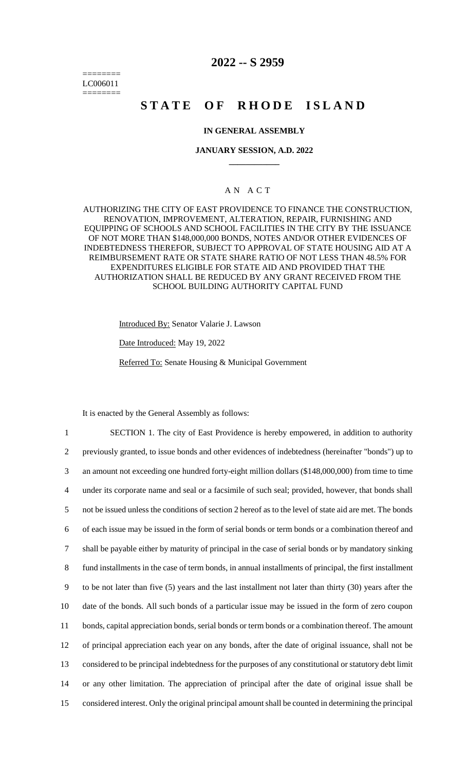========
LC006011
========

# 2022 -- S 2959

# STATE OF RHODE ISLAND

### IN GENERAL ASSEMBLY

### JANUARY SESSION, A.D. 2022

### A N A C T

AUTHORIZING THE CITY OF EAST PROVIDENCE TO FINANCE THE CONSTRUCTION, RENOVATION, IMPROVEMENT, ALTERATION, REPAIR, FURNISHING AND EQUIPPING OF SCHOOLS AND SCHOOL FACILITIES IN THE CITY BY THE ISSUANCE OF NOT MORE THAN $148,000,000 BONDS, NOTES AND/OR OTHER EVIDENCES OF INDEBTEDNESS THEREFOR, SUBJECT TO APPROVAL OF STATE HOUSING AID AT A REIMBURSEMENT RATE OR STATE SHARE RATIO OF NOT LESS THAN 48.5% FOR EXPENDITURES ELIGIBLE FOR STATE AID AND PROVIDED THAT THE AUTHORIZATION SHALL BE REDUCED BY ANY GRANT RECEIVED FROM THE SCHOOL BUILDING AUTHORITY CAPITAL FUND

Introduced By: Senator Valarie J. Lawson

Date Introduced: May 19, 2022

Referred To: Senate Housing & Municipal Government

It is enacted by the General Assembly as follows:

1 SECTION 1. The city of East Providence is hereby empowered, in addition to authority
2 previously granted, to issue bonds and other evidences of indebtedness (hereinafter "bonds") up to
3 an amount not exceeding one hundred forty-eight million dollars ($148,000,000) from time to time
4 under its corporate name and seal or a facsimile of such seal; provided, however, that bonds shall
5 not be issued unless the conditions of section 2 hereof as to the level of state aid are met. The bonds
6 of each issue may be issued in the form of serial bonds or term bonds or a combination thereof and
7 shall be payable either by maturity of principal in the case of serial bonds or by mandatory sinking
8 fund installments in the case of term bonds, in annual installments of principal, the first installment
9 to be not later than five (5) years and the last installment not later than thirty (30) years after the
10 date of the bonds. All such bonds of a particular issue may be issued in the form of zero coupon
11 bonds, capital appreciation bonds, serial bonds or term bonds or a combination thereof. The amount
12 of principal appreciation each year on any bonds, after the date of original issuance, shall not be
13 considered to be principal indebtedness for the purposes of any constitutional or statutory debt limit
14 or any other limitation. The appreciation of principal after the date of original issue shall be
15 considered interest. Only the original principal amount shall be counted in determining the principal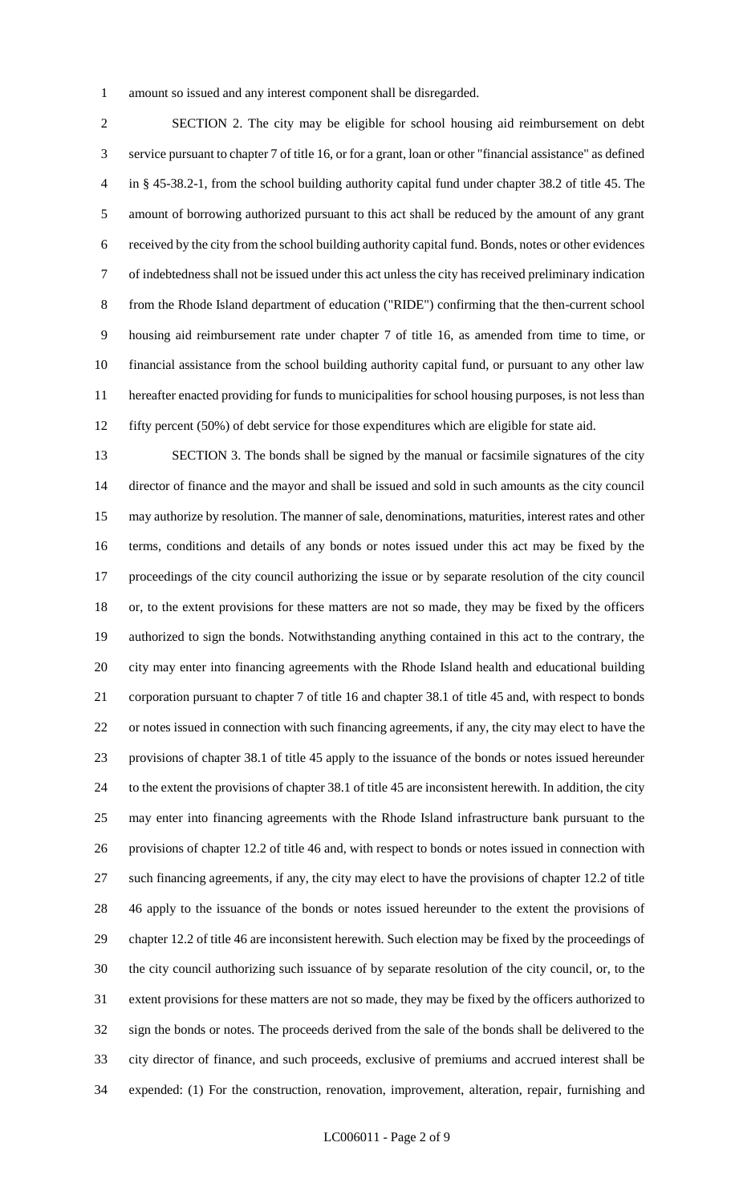amount so issued and any interest component shall be disregarded.

SECTION 2. The city may be eligible for school housing aid reimbursement on debt service pursuant to chapter 7 of title 16, or for a grant, loan or other "financial assistance" as defined in § 45-38.2-1, from the school building authority capital fund under chapter 38.2 of title 45. The amount of borrowing authorized pursuant to this act shall be reduced by the amount of any grant received by the city from the school building authority capital fund. Bonds, notes or other evidences of indebtedness shall not be issued under this act unless the city has received preliminary indication from the Rhode Island department of education ("RIDE") confirming that the then-current school housing aid reimbursement rate under chapter 7 of title 16, as amended from time to time, or financial assistance from the school building authority capital fund, or pursuant to any other law hereafter enacted providing for funds to municipalities for school housing purposes, is not less than fifty percent (50%) of debt service for those expenditures which are eligible for state aid.

SECTION 3. The bonds shall be signed by the manual or facsimile signatures of the city director of finance and the mayor and shall be issued and sold in such amounts as the city council may authorize by resolution. The manner of sale, denominations, maturities, interest rates and other terms, conditions and details of any bonds or notes issued under this act may be fixed by the proceedings of the city council authorizing the issue or by separate resolution of the city council or, to the extent provisions for these matters are not so made, they may be fixed by the officers authorized to sign the bonds. Notwithstanding anything contained in this act to the contrary, the city may enter into financing agreements with the Rhode Island health and educational building corporation pursuant to chapter 7 of title 16 and chapter 38.1 of title 45 and, with respect to bonds or notes issued in connection with such financing agreements, if any, the city may elect to have the provisions of chapter 38.1 of title 45 apply to the issuance of the bonds or notes issued hereunder to the extent the provisions of chapter 38.1 of title 45 are inconsistent herewith. In addition, the city may enter into financing agreements with the Rhode Island infrastructure bank pursuant to the provisions of chapter 12.2 of title 46 and, with respect to bonds or notes issued in connection with such financing agreements, if any, the city may elect to have the provisions of chapter 12.2 of title 46 apply to the issuance of the bonds or notes issued hereunder to the extent the provisions of chapter 12.2 of title 46 are inconsistent herewith. Such election may be fixed by the proceedings of the city council authorizing such issuance of by separate resolution of the city council, or, to the extent provisions for these matters are not so made, they may be fixed by the officers authorized to sign the bonds or notes. The proceeds derived from the sale of the bonds shall be delivered to the city director of finance, and such proceeds, exclusive of premiums and accrued interest shall be expended: (1) For the construction, renovation, improvement, alteration, repair, furnishing and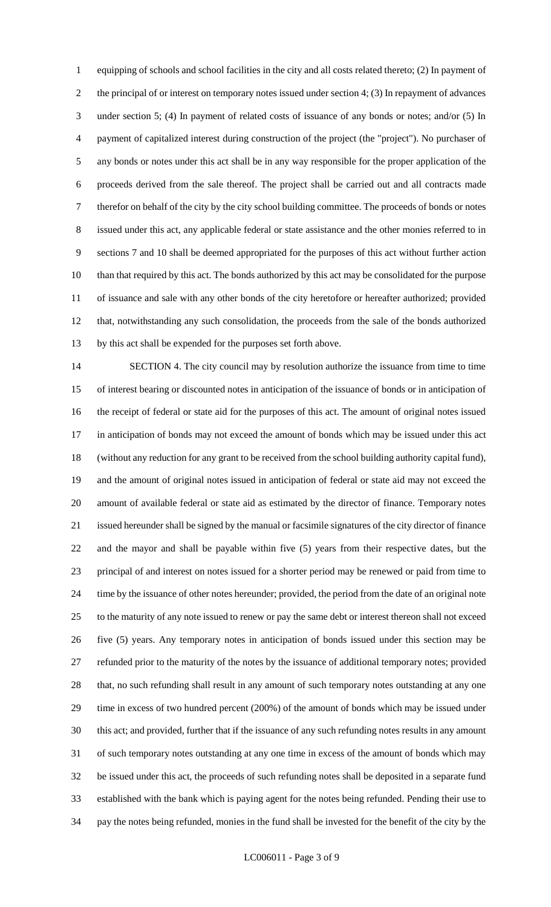equipping of schools and school facilities in the city and all costs related thereto; (2) In payment of the principal of or interest on temporary notes issued under section 4; (3) In repayment of advances under section 5; (4) In payment of related costs of issuance of any bonds or notes; and/or (5) In payment of capitalized interest during construction of the project (the "project"). No purchaser of any bonds or notes under this act shall be in any way responsible for the proper application of the proceeds derived from the sale thereof. The project shall be carried out and all contracts made therefor on behalf of the city by the city school building committee. The proceeds of bonds or notes issued under this act, any applicable federal or state assistance and the other monies referred to in sections 7 and 10 shall be deemed appropriated for the purposes of this act without further action than that required by this act. The bonds authorized by this act may be consolidated for the purpose of issuance and sale with any other bonds of the city heretofore or hereafter authorized; provided that, notwithstanding any such consolidation, the proceeds from the sale of the bonds authorized by this act shall be expended for the purposes set forth above.

SECTION 4. The city council may by resolution authorize the issuance from time to time of interest bearing or discounted notes in anticipation of the issuance of bonds or in anticipation of the receipt of federal or state aid for the purposes of this act. The amount of original notes issued in anticipation of bonds may not exceed the amount of bonds which may be issued under this act (without any reduction for any grant to be received from the school building authority capital fund), and the amount of original notes issued in anticipation of federal or state aid may not exceed the amount of available federal or state aid as estimated by the director of finance. Temporary notes issued hereunder shall be signed by the manual or facsimile signatures of the city director of finance and the mayor and shall be payable within five (5) years from their respective dates, but the principal of and interest on notes issued for a shorter period may be renewed or paid from time to time by the issuance of other notes hereunder; provided, the period from the date of an original note to the maturity of any note issued to renew or pay the same debt or interest thereon shall not exceed five (5) years. Any temporary notes in anticipation of bonds issued under this section may be refunded prior to the maturity of the notes by the issuance of additional temporary notes; provided that, no such refunding shall result in any amount of such temporary notes outstanding at any one time in excess of two hundred percent (200%) of the amount of bonds which may be issued under this act; and provided, further that if the issuance of any such refunding notes results in any amount of such temporary notes outstanding at any one time in excess of the amount of bonds which may be issued under this act, the proceeds of such refunding notes shall be deposited in a separate fund established with the bank which is paying agent for the notes being refunded. Pending their use to pay the notes being refunded, monies in the fund shall be invested for the benefit of the city by the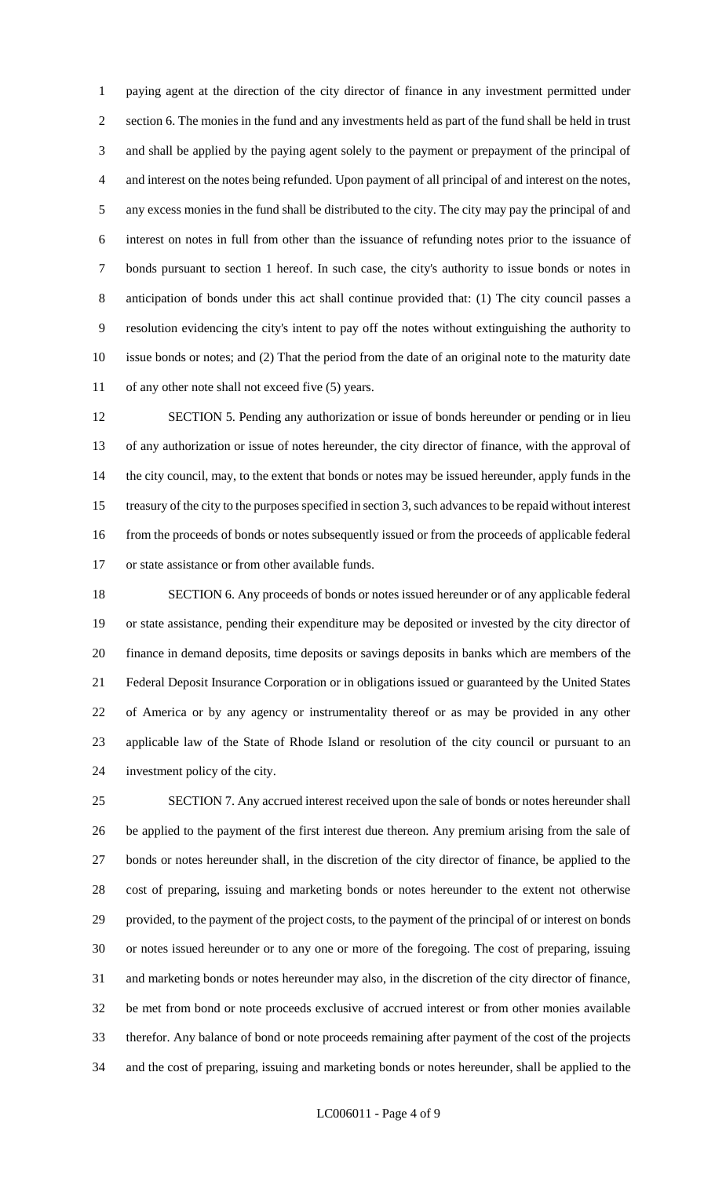paying agent at the direction of the city director of finance in any investment permitted under section 6. The monies in the fund and any investments held as part of the fund shall be held in trust and shall be applied by the paying agent solely to the payment or prepayment of the principal of and interest on the notes being refunded. Upon payment of all principal of and interest on the notes, any excess monies in the fund shall be distributed to the city. The city may pay the principal of and interest on notes in full from other than the issuance of refunding notes prior to the issuance of bonds pursuant to section 1 hereof. In such case, the city's authority to issue bonds or notes in anticipation of bonds under this act shall continue provided that: (1) The city council passes a resolution evidencing the city's intent to pay off the notes without extinguishing the authority to issue bonds or notes; and (2) That the period from the date of an original note to the maturity date of any other note shall not exceed five (5) years.

SECTION 5. Pending any authorization or issue of bonds hereunder or pending or in lieu of any authorization or issue of notes hereunder, the city director of finance, with the approval of the city council, may, to the extent that bonds or notes may be issued hereunder, apply funds in the treasury of the city to the purposes specified in section 3, such advances to be repaid without interest from the proceeds of bonds or notes subsequently issued or from the proceeds of applicable federal or state assistance or from other available funds.

SECTION 6. Any proceeds of bonds or notes issued hereunder or of any applicable federal or state assistance, pending their expenditure may be deposited or invested by the city director of finance in demand deposits, time deposits or savings deposits in banks which are members of the Federal Deposit Insurance Corporation or in obligations issued or guaranteed by the United States of America or by any agency or instrumentality thereof or as may be provided in any other applicable law of the State of Rhode Island or resolution of the city council or pursuant to an investment policy of the city.

SECTION 7. Any accrued interest received upon the sale of bonds or notes hereunder shall be applied to the payment of the first interest due thereon. Any premium arising from the sale of bonds or notes hereunder shall, in the discretion of the city director of finance, be applied to the cost of preparing, issuing and marketing bonds or notes hereunder to the extent not otherwise provided, to the payment of the project costs, to the payment of the principal of or interest on bonds or notes issued hereunder or to any one or more of the foregoing. The cost of preparing, issuing and marketing bonds or notes hereunder may also, in the discretion of the city director of finance, be met from bond or note proceeds exclusive of accrued interest or from other monies available therefor. Any balance of bond or note proceeds remaining after payment of the cost of the projects and the cost of preparing, issuing and marketing bonds or notes hereunder, shall be applied to the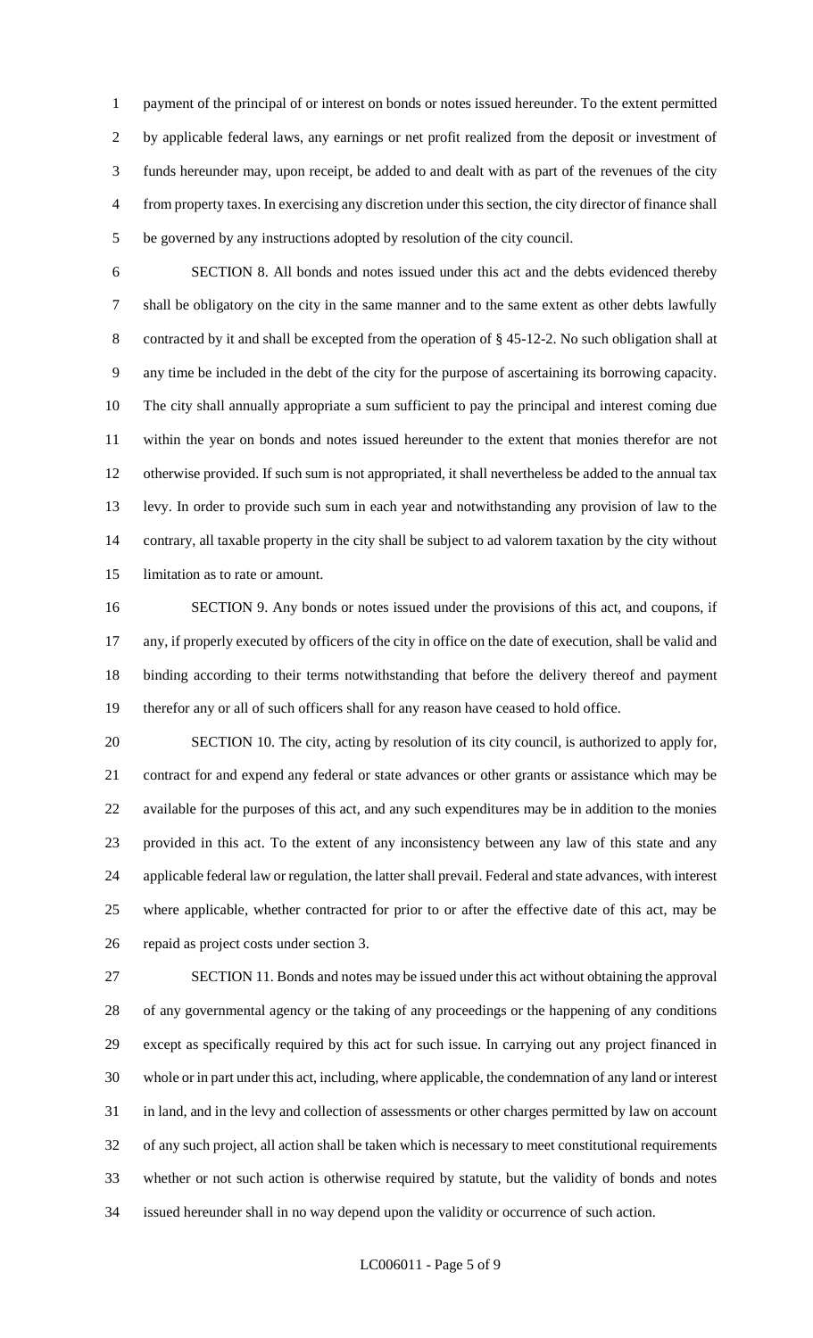payment of the principal of or interest on bonds or notes issued hereunder. To the extent permitted by applicable federal laws, any earnings or net profit realized from the deposit or investment of funds hereunder may, upon receipt, be added to and dealt with as part of the revenues of the city from property taxes. In exercising any discretion under this section, the city director of finance shall be governed by any instructions adopted by resolution of the city council.

SECTION 8. All bonds and notes issued under this act and the debts evidenced thereby shall be obligatory on the city in the same manner and to the same extent as other debts lawfully contracted by it and shall be excepted from the operation of § 45-12-2. No such obligation shall at any time be included in the debt of the city for the purpose of ascertaining its borrowing capacity. The city shall annually appropriate a sum sufficient to pay the principal and interest coming due within the year on bonds and notes issued hereunder to the extent that monies therefor are not otherwise provided. If such sum is not appropriated, it shall nevertheless be added to the annual tax levy. In order to provide such sum in each year and notwithstanding any provision of law to the contrary, all taxable property in the city shall be subject to ad valorem taxation by the city without limitation as to rate or amount.

SECTION 9. Any bonds or notes issued under the provisions of this act, and coupons, if any, if properly executed by officers of the city in office on the date of execution, shall be valid and binding according to their terms notwithstanding that before the delivery thereof and payment therefor any or all of such officers shall for any reason have ceased to hold office.

SECTION 10. The city, acting by resolution of its city council, is authorized to apply for, contract for and expend any federal or state advances or other grants or assistance which may be available for the purposes of this act, and any such expenditures may be in addition to the monies provided in this act. To the extent of any inconsistency between any law of this state and any applicable federal law or regulation, the latter shall prevail. Federal and state advances, with interest where applicable, whether contracted for prior to or after the effective date of this act, may be repaid as project costs under section 3.

SECTION 11. Bonds and notes may be issued under this act without obtaining the approval of any governmental agency or the taking of any proceedings or the happening of any conditions except as specifically required by this act for such issue. In carrying out any project financed in whole or in part under this act, including, where applicable, the condemnation of any land or interest in land, and in the levy and collection of assessments or other charges permitted by law on account of any such project, all action shall be taken which is necessary to meet constitutional requirements whether or not such action is otherwise required by statute, but the validity of bonds and notes issued hereunder shall in no way depend upon the validity or occurrence of such action.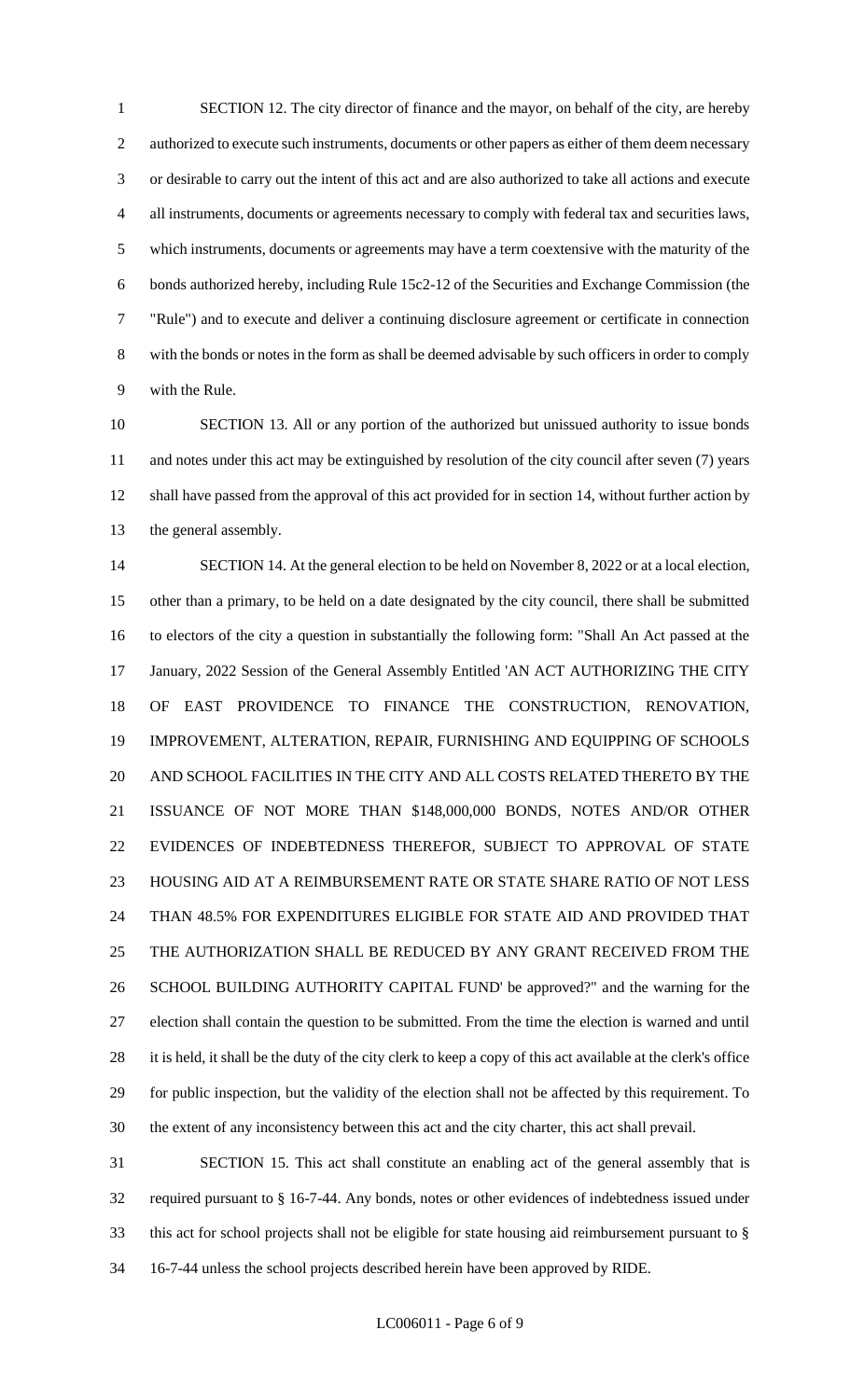SECTION 12. The city director of finance and the mayor, on behalf of the city, are hereby authorized to execute such instruments, documents or other papers as either of them deem necessary or desirable to carry out the intent of this act and are also authorized to take all actions and execute all instruments, documents or agreements necessary to comply with federal tax and securities laws, which instruments, documents or agreements may have a term coextensive with the maturity of the bonds authorized hereby, including Rule 15c2-12 of the Securities and Exchange Commission (the "Rule") and to execute and deliver a continuing disclosure agreement or certificate in connection with the bonds or notes in the form as shall be deemed advisable by such officers in order to comply with the Rule.

SECTION 13. All or any portion of the authorized but unissued authority to issue bonds and notes under this act may be extinguished by resolution of the city council after seven (7) years shall have passed from the approval of this act provided for in section 14, without further action by the general assembly.

SECTION 14. At the general election to be held on November 8, 2022 or at a local election, other than a primary, to be held on a date designated by the city council, there shall be submitted to electors of the city a question in substantially the following form: "Shall An Act passed at the January, 2022 Session of the General Assembly Entitled 'AN ACT AUTHORIZING THE CITY OF EAST PROVIDENCE TO FINANCE THE CONSTRUCTION, RENOVATION, IMPROVEMENT, ALTERATION, REPAIR, FURNISHING AND EQUIPPING OF SCHOOLS AND SCHOOL FACILITIES IN THE CITY AND ALL COSTS RELATED THERETO BY THE ISSUANCE OF NOT MORE THAN $148,000,000 BONDS, NOTES AND/OR OTHER EVIDENCES OF INDEBTEDNESS THEREFOR, SUBJECT TO APPROVAL OF STATE HOUSING AID AT A REIMBURSEMENT RATE OR STATE SHARE RATIO OF NOT LESS THAN 48.5% FOR EXPENDITURES ELIGIBLE FOR STATE AID AND PROVIDED THAT THE AUTHORIZATION SHALL BE REDUCED BY ANY GRANT RECEIVED FROM THE SCHOOL BUILDING AUTHORITY CAPITAL FUND' be approved?" and the warning for the election shall contain the question to be submitted. From the time the election is warned and until it is held, it shall be the duty of the city clerk to keep a copy of this act available at the clerk's office for public inspection, but the validity of the election shall not be affected by this requirement. To the extent of any inconsistency between this act and the city charter, this act shall prevail.

SECTION 15. This act shall constitute an enabling act of the general assembly that is required pursuant to § 16-7-44. Any bonds, notes or other evidences of indebtedness issued under this act for school projects shall not be eligible for state housing aid reimbursement pursuant to § 16-7-44 unless the school projects described herein have been approved by RIDE.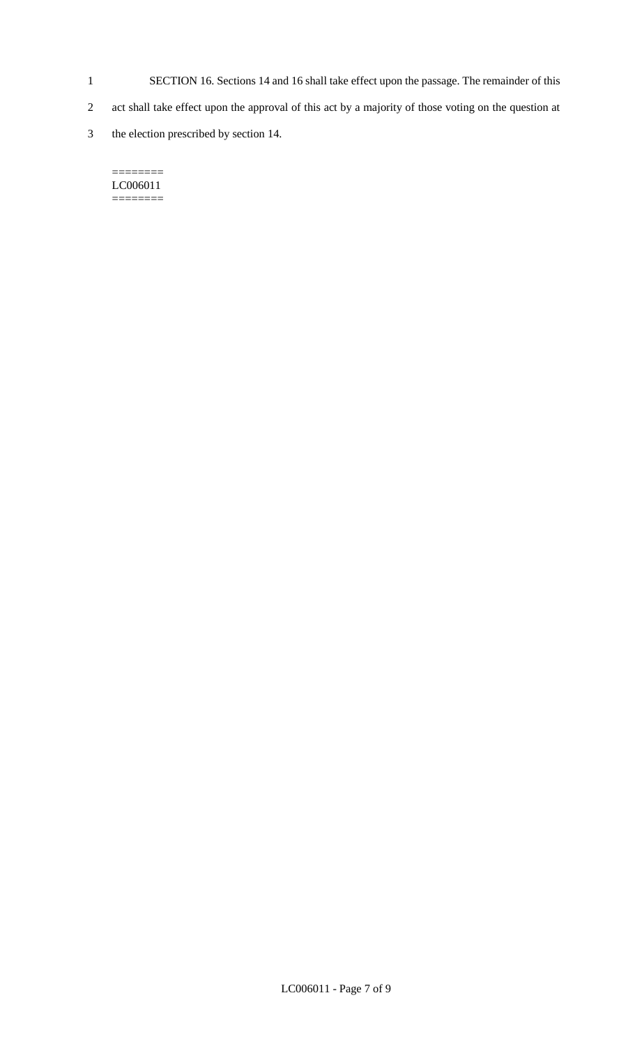SECTION 16. Sections 14 and 16 shall take effect upon the passage. The remainder of this act shall take effect upon the approval of this act by a majority of those voting on the question at the election prescribed by section 14.

========
LC006011
========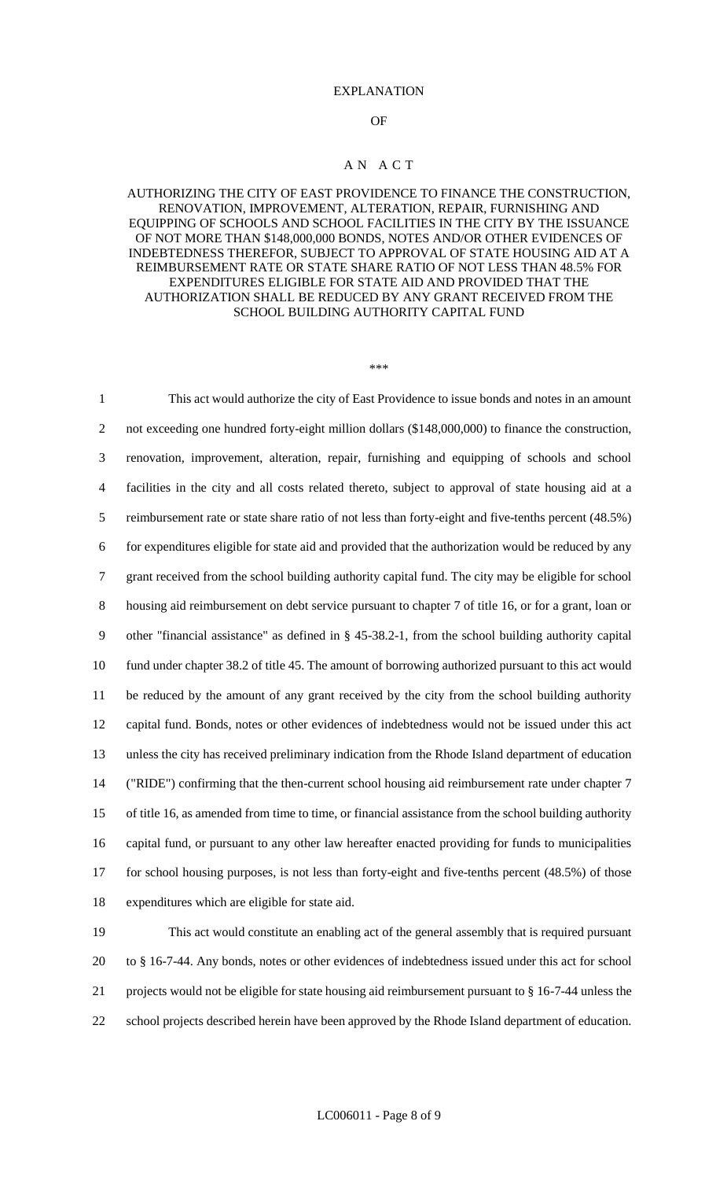EXPLANATION

OF

# A N A C T

AUTHORIZING THE CITY OF EAST PROVIDENCE TO FINANCE THE CONSTRUCTION, RENOVATION, IMPROVEMENT, ALTERATION, REPAIR, FURNISHING AND EQUIPPING OF SCHOOLS AND SCHOOL FACILITIES IN THE CITY BY THE ISSUANCE OF NOT MORE THAN $148,000,000 BONDS, NOTES AND/OR OTHER EVIDENCES OF INDEBTEDNESS THEREFOR, SUBJECT TO APPROVAL OF STATE HOUSING AID AT A REIMBURSEMENT RATE OR STATE SHARE RATIO OF NOT LESS THAN 48.5% FOR EXPENDITURES ELIGIBLE FOR STATE AID AND PROVIDED THAT THE AUTHORIZATION SHALL BE REDUCED BY ANY GRANT RECEIVED FROM THE SCHOOL BUILDING AUTHORITY CAPITAL FUND

\*\*\*

1 This act would authorize the city of East Providence to issue bonds and notes in an amount
2 not exceeding one hundred forty-eight million dollars ($148,000,000) to finance the construction,
3 renovation, improvement, alteration, repair, furnishing and equipping of schools and school
4 facilities in the city and all costs related thereto, subject to approval of state housing aid at a
5 reimbursement rate or state share ratio of not less than forty-eight and five-tenths percent (48.5%)
6 for expenditures eligible for state aid and provided that the authorization would be reduced by any
7 grant received from the school building authority capital fund. The city may be eligible for school
8 housing aid reimbursement on debt service pursuant to chapter 7 of title 16, or for a grant, loan or
9 other "financial assistance" as defined in § 45-38.2-1, from the school building authority capital
10 fund under chapter 38.2 of title 45. The amount of borrowing authorized pursuant to this act would
11 be reduced by the amount of any grant received by the city from the school building authority
12 capital fund. Bonds, notes or other evidences of indebtedness would not be issued under this act
13 unless the city has received preliminary indication from the Rhode Island department of education
14 ("RIDE") confirming that the then-current school housing aid reimbursement rate under chapter 7
15 of title 16, as amended from time to time, or financial assistance from the school building authority
16 capital fund, or pursuant to any other law hereafter enacted providing for funds to municipalities
17 for school housing purposes, is not less than forty-eight and five-tenths percent (48.5%) of those
18 expenditures which are eligible for state aid.

19 This act would constitute an enabling act of the general assembly that is required pursuant
20 to § 16-7-44. Any bonds, notes or other evidences of indebtedness issued under this act for school
21 projects would not be eligible for state housing aid reimbursement pursuant to § 16-7-44 unless the
22 school projects described herein have been approved by the Rhode Island department of education.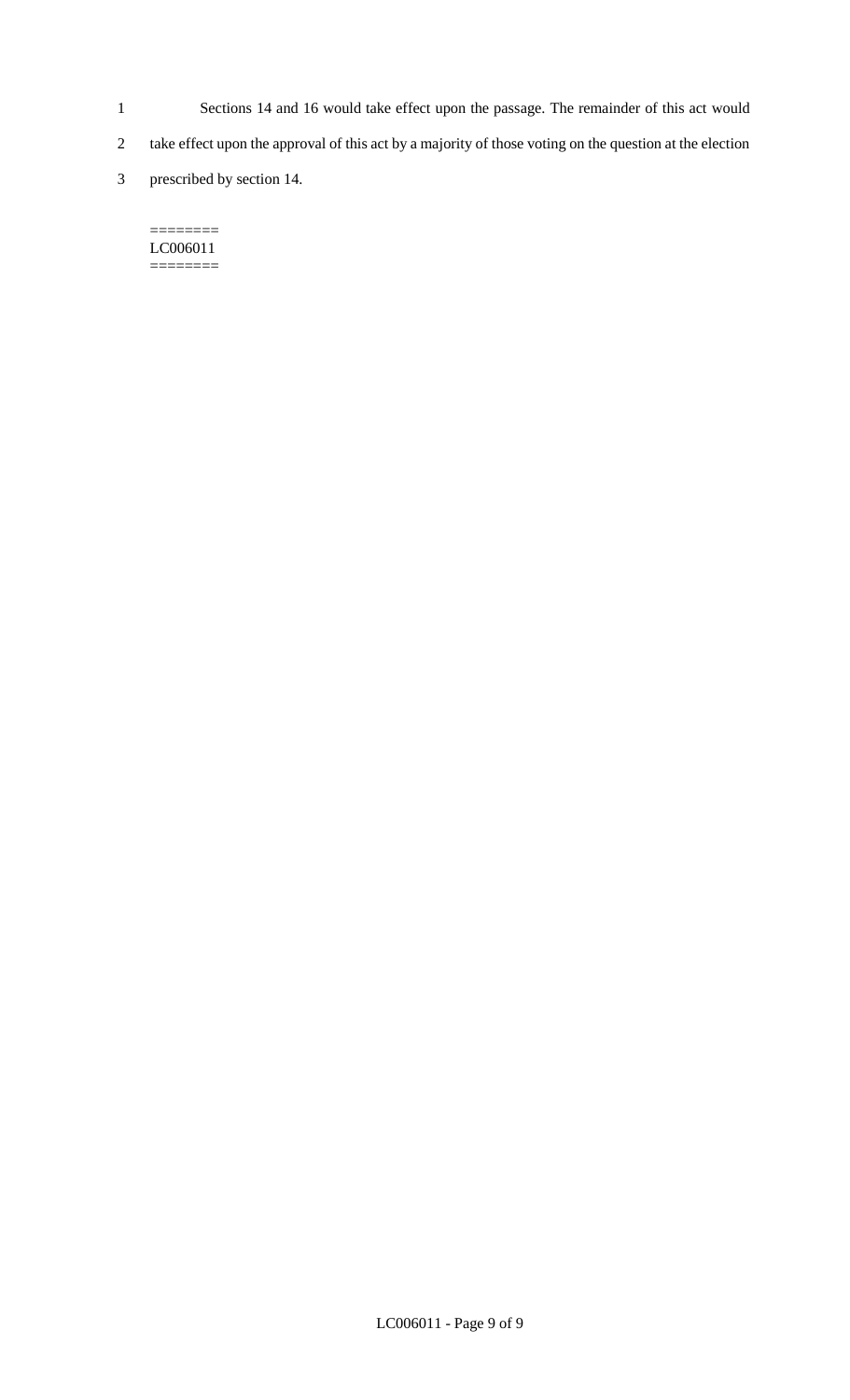Sections 14 and 16 would take effect upon the passage. The remainder of this act would take effect upon the approval of this act by a majority of those voting on the question at the election prescribed by section 14.

========
LC006011
========